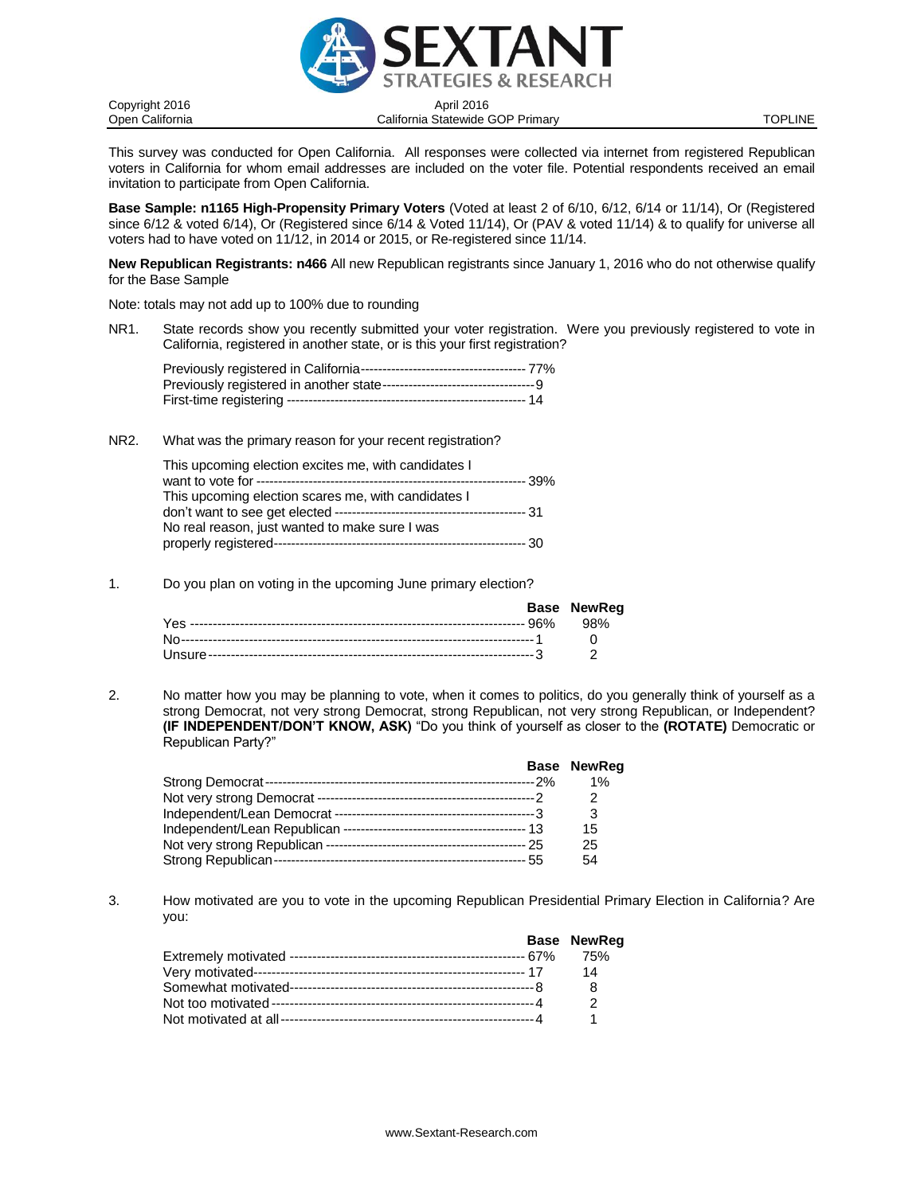# SEXTANT STRATEGIES & RESEARCH

Copyright 2016
Open California

April 2016
California Statewide GOP Primary

TOPLINE

This survey was conducted for Open California. All responses were collected via internet from registered Republican voters in California for whom email addresses are included on the voter file. Potential respondents received an email invitation to participate from Open California.

**Base Sample: n1165 High-Propensity Primary Voters** (Voted at least 2 of 6/10, 6/12, 6/14 or 11/14), Or (Registered since 6/12 & voted 6/14), Or (Registered since 6/14 & Voted 11/14), Or (PAV & voted 11/14) & to qualify for universe all voters had to have voted on 11/12, in 2014 or 2015, or Re-registered since 11/14.

**New Republican Registrants: n466** All new Republican registrants since January 1, 2016 who do not otherwise qualify for the Base Sample

Note: totals may not add up to 100% due to rounding

NR1. State records show you recently submitted your voter registration. Were you previously registered to vote in California, registered in another state, or is this your first registration?

| | |
|---|---|
| Previously registered in California | 77% |
| Previously registered in another state | 9 |
| First-time registering | 14 |

NR2. What was the primary reason for your recent registration?

| | |
|---|---|
| This upcoming election excites me, with candidates I want to vote for | 39% |
| This upcoming election scares me, with candidates I don't want to see get elected | 31 |
| No real reason, just wanted to make sure I was properly registered | 30 |

1. Do you plan on voting in the upcoming June primary election?

| | Base | NewReg |
|---|---|---|
| Yes | 96% | 98% |
| No | 1 | 0 |
| Unsure | 3 | 2 |

2. No matter how you may be planning to vote, when it comes to politics, do you generally think of yourself as a strong Democrat, not very strong Democrat, strong Republican, not very strong Republican, or Independent? **(IF INDEPENDENT/DON'T KNOW, ASK)** "Do you think of yourself as closer to the **(ROTATE)** Democratic or Republican Party?"

| | Base | NewReg |
|---|---|---|
| Strong Democrat | 2% | 1% |
| Not very strong Democrat | 2 | 2 |
| Independent/Lean Democrat | 3 | 3 |
| Independent/Lean Republican | 13 | 15 |
| Not very strong Republican | 25 | 25 |
| Strong Republican | 55 | 54 |

3. How motivated are you to vote in the upcoming Republican Presidential Primary Election in California? Are you:

| | Base | NewReg |
|---|---|---|
| Extremely motivated | 67% | 75% |
| Very motivated | 17 | 14 |
| Somewhat motivated | 8 | 8 |
| Not too motivated | 4 | 2 |
| Not motivated at all | 4 | 1 |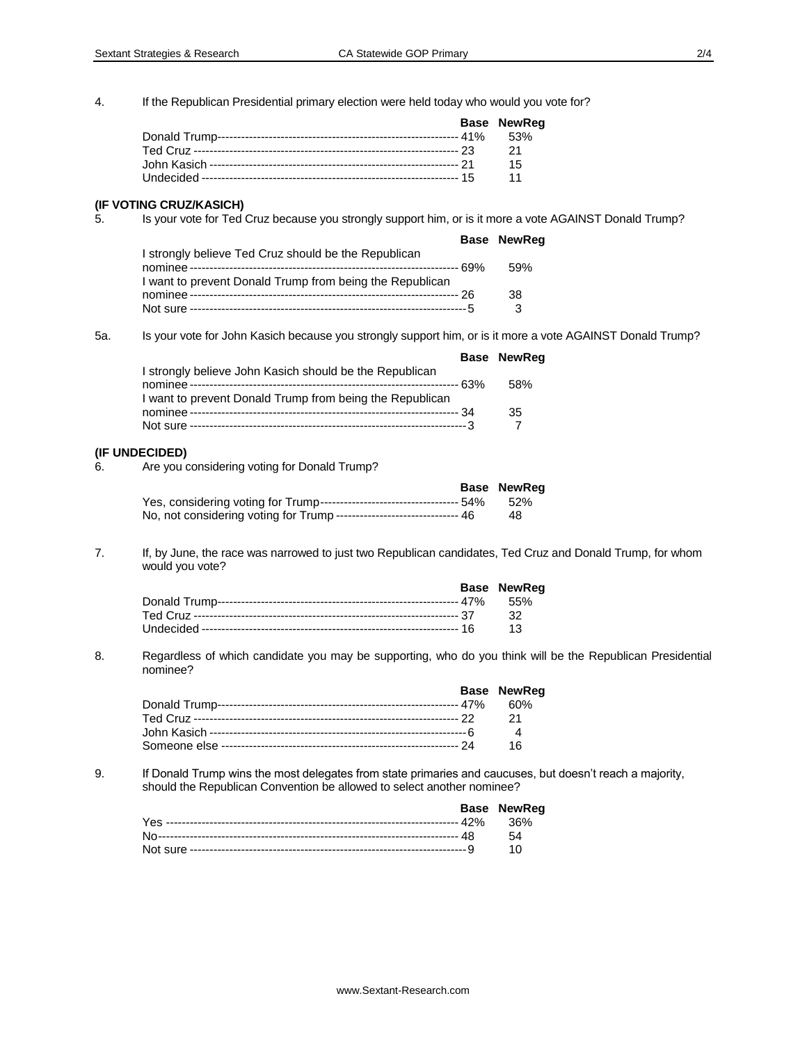4. If the Republican Presidential primary election were held today who would you vote for?

| | Base | NewReg |
|---|---|---|
| Donald Trump | 41% | 53% |
| Ted Cruz | 23 | 21 |
| John Kasich | 21 | 15 |
| Undecided | 15 | 11 |

**(IF VOTING CRUZ/KASICH)**

5. Is your vote for Ted Cruz because you strongly support him, or is it more a vote AGAINST Donald Trump?

| | Base | NewReg |
|---|---|---|
| I strongly believe Ted Cruz should be the Republican nominee | 69% | 59% |
| I want to prevent Donald Trump from being the Republican nominee | 26 | 38 |
| Not sure | 5 | 3 |

5a. Is your vote for John Kasich because you strongly support him, or is it more a vote AGAINST Donald Trump?

| | Base | NewReg |
|---|---|---|
| I strongly believe John Kasich should be the Republican nominee | 63% | 58% |
| I want to prevent Donald Trump from being the Republican nominee | 34 | 35 |
| Not sure | 3 | 7 |

**(IF UNDECIDED)**

6. Are you considering voting for Donald Trump?

| | Base | NewReg |
|---|---|---|
| Yes, considering voting for Trump | 54% | 52% |
| No, not considering voting for Trump | 46 | 48 |

7. If, by June, the race was narrowed to just two Republican candidates, Ted Cruz and Donald Trump, for whom would you vote?

| | Base | NewReg |
|---|---|---|
| Donald Trump | 47% | 55% |
| Ted Cruz | 37 | 32 |
| Undecided | 16 | 13 |

8. Regardless of which candidate you may be supporting, who do you think will be the Republican Presidential nominee?

| | Base | NewReg |
|---|---|---|
| Donald Trump | 47% | 60% |
| Ted Cruz | 22 | 21 |
| John Kasich | 6 | 4 |
| Someone else | 24 | 16 |

9. If Donald Trump wins the most delegates from state primaries and caucuses, but doesn't reach a majority, should the Republican Convention be allowed to select another nominee?

| | Base | NewReg |
|---|---|---|
| Yes | 42% | 36% |
| No | 48 | 54 |
| Not sure | 9 | 10 |

www.Sextant-Research.com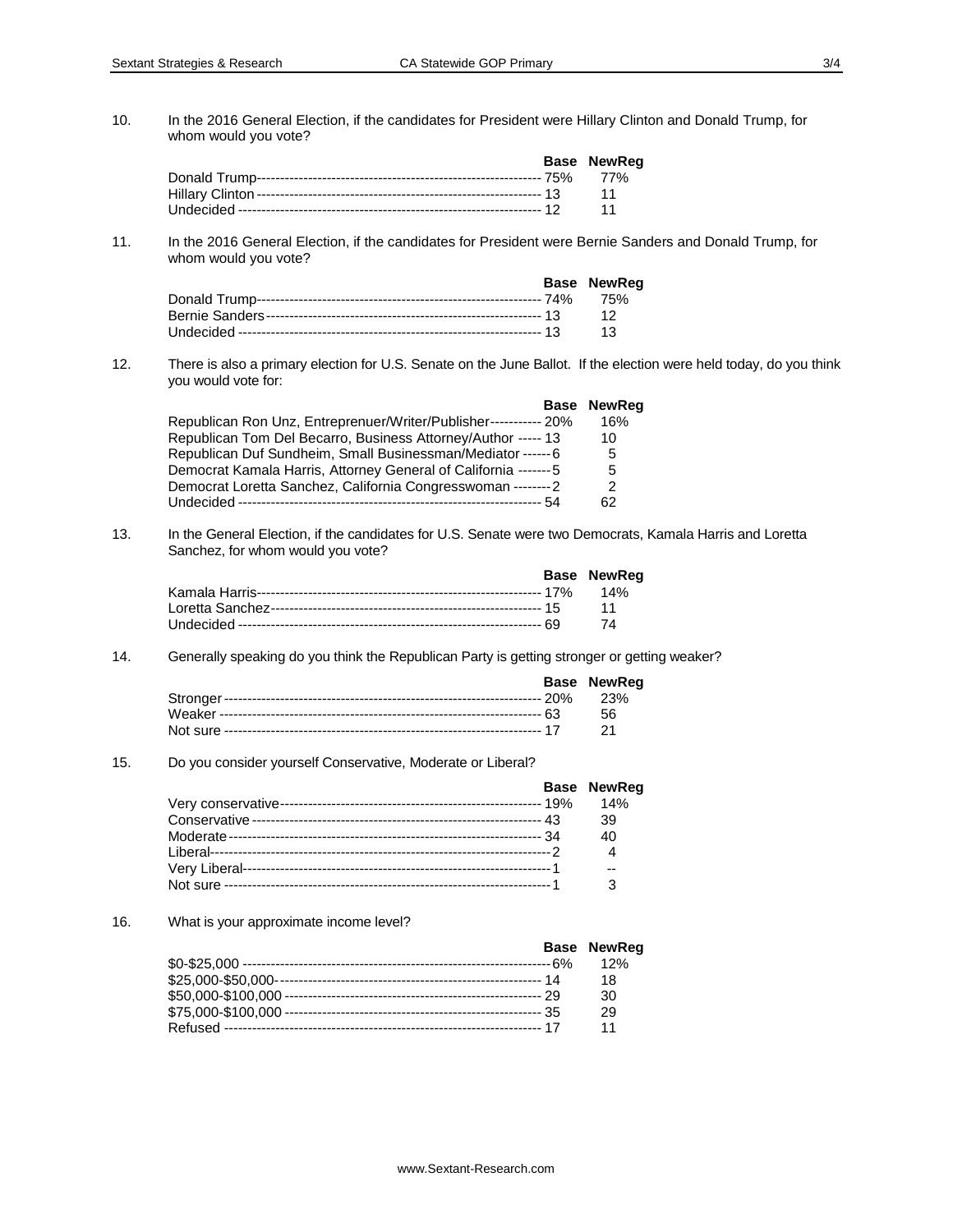10. In the 2016 General Election, if the candidates for President were Hillary Clinton and Donald Trump, for whom would you vote?

| | Base | NewReg |
|---|---|---|
| Donald Trump | 75% | 77% |
| Hillary Clinton | 13 | 11 |
| Undecided | 12 | 11 |

11. In the 2016 General Election, if the candidates for President were Bernie Sanders and Donald Trump, for whom would you vote?

| | Base | NewReg |
|---|---|---|
| Donald Trump | 74% | 75% |
| Bernie Sanders | 13 | 12 |
| Undecided | 13 | 13 |

12. There is also a primary election for U.S. Senate on the June Ballot. If the election were held today, do you think you would vote for:

| | Base | NewReg |
|---|---|---|
| Republican Ron Unz, Entreprenuer/Writer/Publisher | 20% | 16% |
| Republican Tom Del Becarro, Business Attorney/Author | 13 | 10 |
| Republican Duf Sundheim, Small Businessman/Mediator | 6 | 5 |
| Democrat Kamala Harris, Attorney General of California | 5 | 5 |
| Democrat Loretta Sanchez, California Congresswoman | 2 | 2 |
| Undecided | 54 | 62 |

13. In the General Election, if the candidates for U.S. Senate were two Democrats, Kamala Harris and Loretta Sanchez, for whom would you vote?

| | Base | NewReg |
|---|---|---|
| Kamala Harris | 17% | 14% |
| Loretta Sanchez | 15 | 11 |
| Undecided | 69 | 74 |

14. Generally speaking do you think the Republican Party is getting stronger or getting weaker?

| | Base | NewReg |
|---|---|---|
| Stronger | 20% | 23% |
| Weaker | 63 | 56 |
| Not sure | 17 | 21 |

15. Do you consider yourself Conservative, Moderate or Liberal?

| | Base | NewReg |
|---|---|---|
| Very conservative | 19% | 14% |
| Conservative | 43 | 39 |
| Moderate | 34 | 40 |
| Liberal | 2 | 4 |
| Very Liberal | 1 | -- |
| Not sure | 1 | 3 |

16. What is your approximate income level?

| | Base | NewReg |
|---|---|---|
| $0-$25,000 | 6% | 12% |
| $25,000-$50,000 | 14 | 18 |
| $50,000-$100,000 | 29 | 30 |
| $75,000-$100,000 | 35 | 29 |
| Refused | 17 | 11 |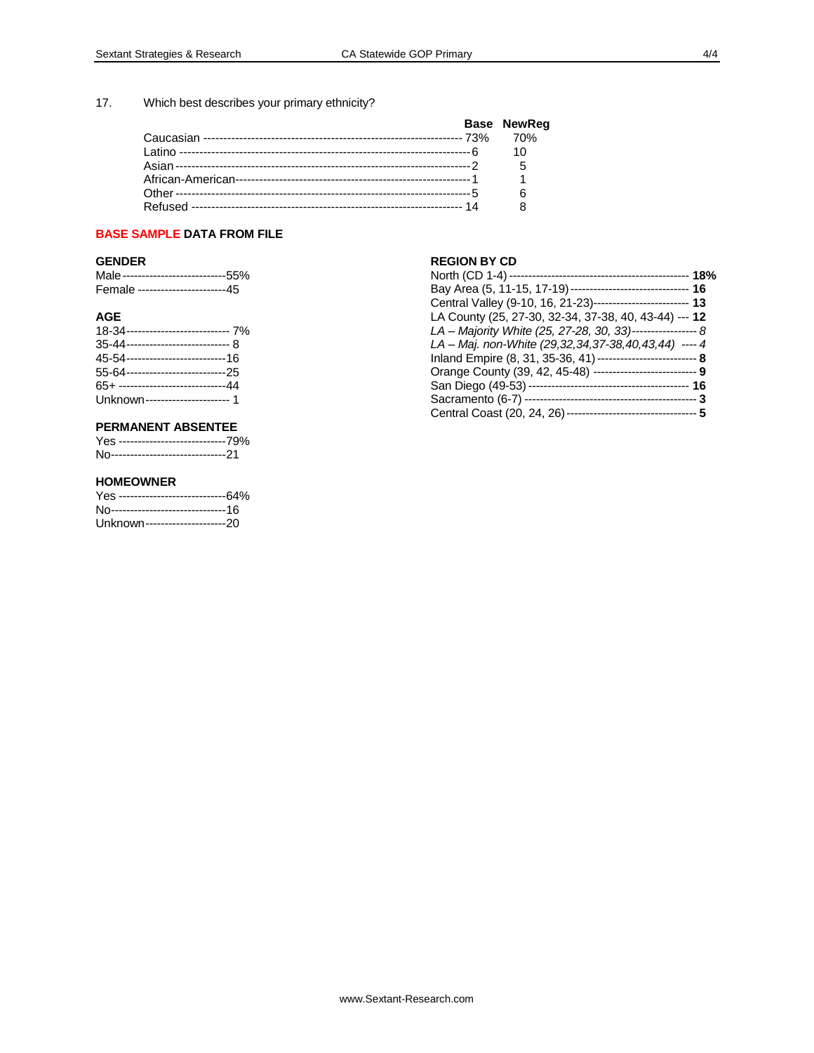17. Which best describes your primary ethnicity?

| | Base | NewReg |
|---|---|---|
| Caucasian | 73% | 70% |
| Latino | 6 | 10 |
| Asian | 2 | 5 |
| African-American | 1 | 1 |
| Other | 5 | 6 |
| Refused | 14 | 8 |

**BASE SAMPLE DATA FROM FILE**

**GENDER**

| | |
|---|---|
| Male | 55% |
| Female | 45 |

**AGE**

| | |
|---|---|
| 18-34 | 7% |
| 35-44 | 8 |
| 45-54 | 16 |
| 55-64 | 25 |
| 65+ | 44 |
| Unknown | 1 |

**PERMANENT ABSENTEE**

| | |
|---|---|
| Yes | 79% |
| No | 21 |

**HOMEOWNER**

| | |
|---|---|
| Yes | 64% |
| No | 16 |
| Unknown | 20 |

**REGION BY CD**

| | |
|---|---|
| North (CD 1-4) | **18%** |
| Bay Area (5, 11-15, 17-19) | **16** |
| Central Valley (9-10, 16, 21-23) | **13** |
| LA County (25, 27-30, 32-34, 37-38, 40, 43-44) | **12** |
| *LA – Majority White (25, 27-28, 30, 33)* | *8* |
| *LA – Maj. non-White (29,32,34,37-38,40,43,44)* | *4* |
| Inland Empire (8, 31, 35-36, 41) | **8** |
| Orange County (39, 42, 45-48) | **9** |
| San Diego (49-53) | **16** |
| Sacramento (6-7) | **3** |
| Central Coast (20, 24, 26) | **5** |

www.Sextant-Research.com